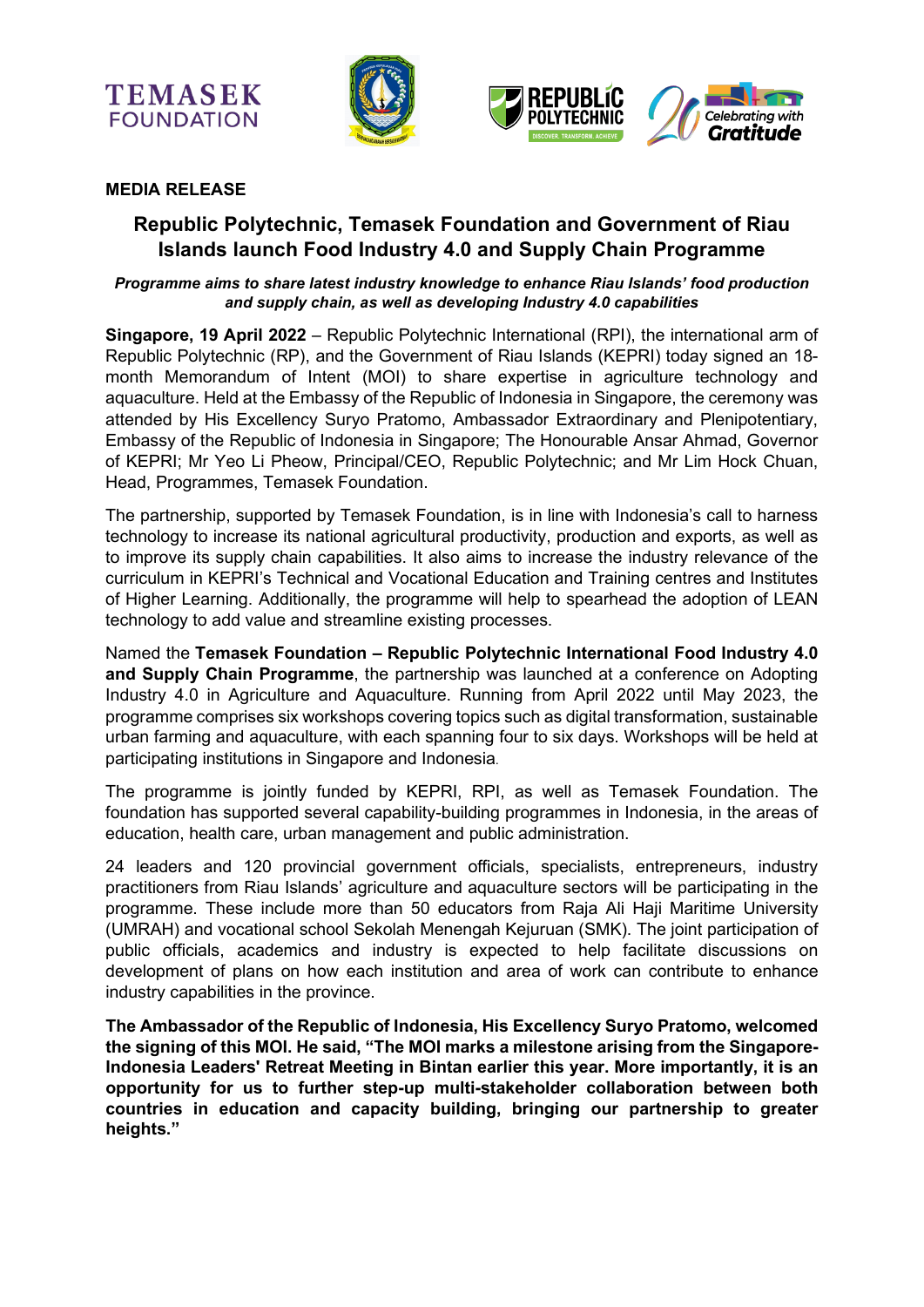**MEDIA RELEASE**

# Republic Polytechnic, Temasek Foundation and Government of Riau Islands launch Food Industry 4.0 and Supply Chain Programme

***Programme aims to share latest industry knowledge to enhance Riau Islands' food production and supply chain, as well as developing Industry 4.0 capabilities***

**Singapore, 19 April 2022** – Republic Polytechnic International (RPI), the international arm of Republic Polytechnic (RP), and the Government of Riau Islands (KEPRI) today signed an 18-month Memorandum of Intent (MOI) to share expertise in agriculture technology and aquaculture. Held at the Embassy of the Republic of Indonesia in Singapore, the ceremony was attended by His Excellency Suryo Pratomo, Ambassador Extraordinary and Plenipotentiary, Embassy of the Republic of Indonesia in Singapore; The Honourable Ansar Ahmad, Governor of KEPRI; Mr Yeo Li Pheow, Principal/CEO, Republic Polytechnic; and Mr Lim Hock Chuan, Head, Programmes, Temasek Foundation.

The partnership, supported by Temasek Foundation, is in line with Indonesia's call to harness technology to increase its national agricultural productivity, production and exports, as well as to improve its supply chain capabilities. It also aims to increase the industry relevance of the curriculum in KEPRI's Technical and Vocational Education and Training centres and Institutes of Higher Learning. Additionally, the programme will help to spearhead the adoption of LEAN technology to add value and streamline existing processes.

Named the **Temasek Foundation – Republic Polytechnic International Food Industry 4.0 and Supply Chain Programme**, the partnership was launched at a conference on Adopting Industry 4.0 in Agriculture and Aquaculture. Running from April 2022 until May 2023, the programme comprises six workshops covering topics such as digital transformation, sustainable urban farming and aquaculture, with each spanning four to six days. Workshops will be held at participating institutions in Singapore and Indonesia.

The programme is jointly funded by KEPRI, RPI, as well as Temasek Foundation. The foundation has supported several capability-building programmes in Indonesia, in the areas of education, health care, urban management and public administration.

24 leaders and 120 provincial government officials, specialists, entrepreneurs, industry practitioners from Riau Islands' agriculture and aquaculture sectors will be participating in the programme. These include more than 50 educators from Raja Ali Haji Maritime University (UMRAH) and vocational school Sekolah Menengah Kejuruan (SMK). The joint participation of public officials, academics and industry is expected to help facilitate discussions on development of plans on how each institution and area of work can contribute to enhance industry capabilities in the province.

**The Ambassador of the Republic of Indonesia, His Excellency Suryo Pratomo, welcomed the signing of this MOI. He said, "The MOI marks a milestone arising from the Singapore-Indonesia Leaders' Retreat Meeting in Bintan earlier this year. More importantly, it is an opportunity for us to further step-up multi-stakeholder collaboration between both countries in education and capacity building, bringing our partnership to greater heights."**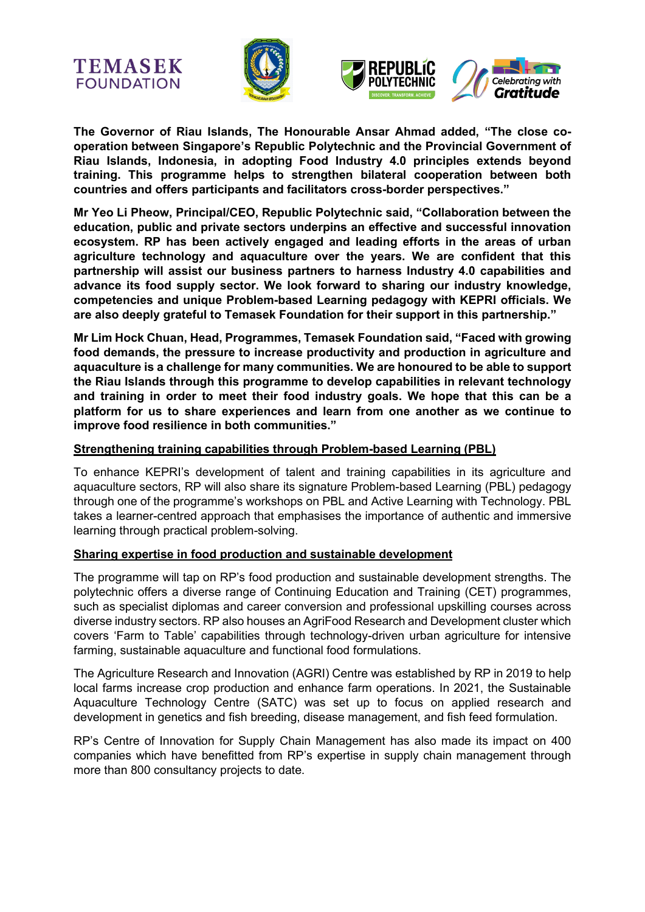**The Governor of Riau Islands, The Honourable Ansar Ahmad added, "The close co-operation between Singapore's Republic Polytechnic and the Provincial Government of Riau Islands, Indonesia, in adopting Food Industry 4.0 principles extends beyond training. This programme helps to strengthen bilateral cooperation between both countries and offers participants and facilitators cross-border perspectives."**

**Mr Yeo Li Pheow, Principal/CEO, Republic Polytechnic said, "Collaboration between the education, public and private sectors underpins an effective and successful innovation ecosystem. RP has been actively engaged and leading efforts in the areas of urban agriculture technology and aquaculture over the years. We are confident that this partnership will assist our business partners to harness Industry 4.0 capabilities and advance its food supply sector. We look forward to sharing our industry knowledge, competencies and unique Problem-based Learning pedagogy with KEPRI officials. We are also deeply grateful to Temasek Foundation for their support in this partnership."**

**Mr Lim Hock Chuan, Head, Programmes, Temasek Foundation said, "Faced with growing food demands, the pressure to increase productivity and production in agriculture and aquaculture is a challenge for many communities. We are honoured to be able to support the Riau Islands through this programme to develop capabilities in relevant technology and training in order to meet their food industry goals. We hope that this can be a platform for us to share experiences and learn from one another as we continue to improve food resilience in both communities."**

**<u>Strengthening training capabilities through Problem-based Learning (PBL)</u>**

To enhance KEPRI's development of talent and training capabilities in its agriculture and aquaculture sectors, RP will also share its signature Problem-based Learning (PBL) pedagogy through one of the programme's workshops on PBL and Active Learning with Technology. PBL takes a learner-centred approach that emphasises the importance of authentic and immersive learning through practical problem-solving.

**<u>Sharing expertise in food production and sustainable development</u>**

The programme will tap on RP's food production and sustainable development strengths. The polytechnic offers a diverse range of Continuing Education and Training (CET) programmes, such as specialist diplomas and career conversion and professional upskilling courses across diverse industry sectors. RP also houses an AgriFood Research and Development cluster which covers 'Farm to Table' capabilities through technology-driven urban agriculture for intensive farming, sustainable aquaculture and functional food formulations.

The Agriculture Research and Innovation (AGRI) Centre was established by RP in 2019 to help local farms increase crop production and enhance farm operations. In 2021, the Sustainable Aquaculture Technology Centre (SATC) was set up to focus on applied research and development in genetics and fish breeding, disease management, and fish feed formulation.

RP's Centre of Innovation for Supply Chain Management has also made its impact on 400 companies which have benefitted from RP's expertise in supply chain management through more than 800 consultancy projects to date.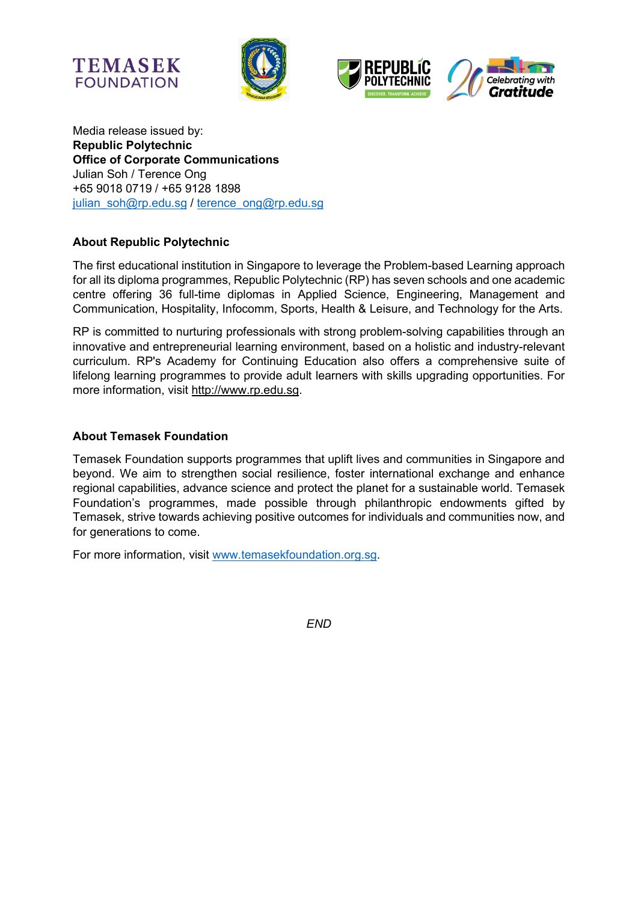Media release issued by:
**Republic Polytechnic**
**Office of Corporate Communications**
Julian Soh / Terence Ong
+65 9018 0719 / +65 9128 1898
julian_soh@rp.edu.sg / terence_ong@rp.edu.sg

## About Republic Polytechnic

The first educational institution in Singapore to leverage the Problem-based Learning approach for all its diploma programmes, Republic Polytechnic (RP) has seven schools and one academic centre offering 36 full-time diplomas in Applied Science, Engineering, Management and Communication, Hospitality, Infocomm, Sports, Health & Leisure, and Technology for the Arts.

RP is committed to nurturing professionals with strong problem-solving capabilities through an innovative and entrepreneurial learning environment, based on a holistic and industry-relevant curriculum. RP's Academy for Continuing Education also offers a comprehensive suite of lifelong learning programmes to provide adult learners with skills upgrading opportunities. For more information, visit http://www.rp.edu.sg.

## About Temasek Foundation

Temasek Foundation supports programmes that uplift lives and communities in Singapore and beyond. We aim to strengthen social resilience, foster international exchange and enhance regional capabilities, advance science and protect the planet for a sustainable world. Temasek Foundation's programmes, made possible through philanthropic endowments gifted by Temasek, strive towards achieving positive outcomes for individuals and communities now, and for generations to come.

For more information, visit www.temasekfoundation.org.sg.

*END*